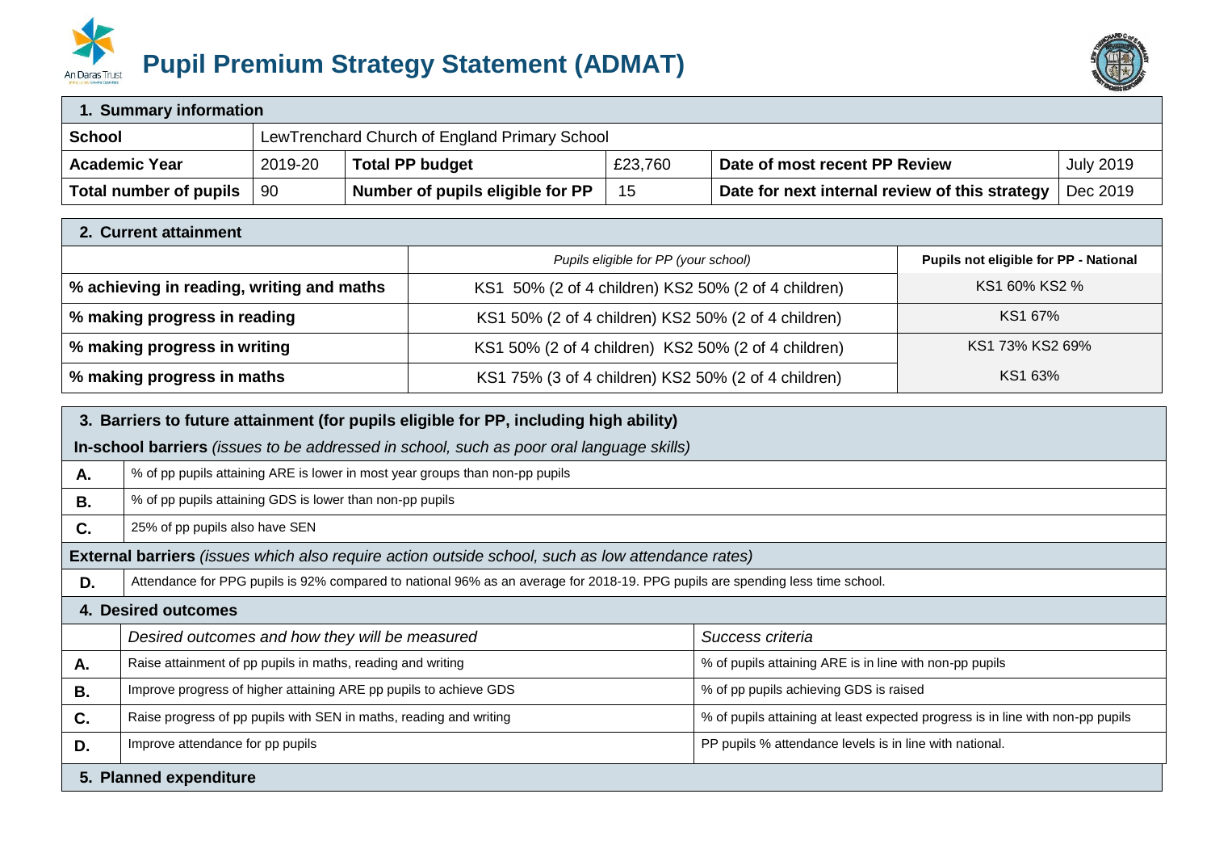# Pupil Premium Strategy Statement (ADMAT)

| 1. Summary information | | | | | |
|---|---|---|---|---|---|
| **School** | LewTrenchard Church of England Primary School | | | | |
| **Academic Year** | 2019-20 | **Total PP budget** | £23,760 | **Date of most recent PP Review** | July 2019 |
| **Total number of pupils** | 90 | **Number of pupils eligible for PP** | 15 | **Date for next internal review of this strategy** | Dec 2019 |

| 2. Current attainment | | |
|---|---|---|
| | *Pupils eligible for PP (your school)* | **Pupils not eligible for PP - National** |
| **% achieving in reading, writing and maths** | KS1 50% (2 of 4 children) KS2 50% (2 of 4 children) | KS1 60% KS2 % |
| **% making progress in reading** | KS1 50% (2 of 4 children) KS2 50% (2 of 4 children) | KS1 67% |
| **% making progress in writing** | KS1 50% (2 of 4 children) KS2 50% (2 of 4 children) | KS1 73% KS2 69% |
| **% making progress in maths** | KS1 75% (3 of 4 children) KS2 50% (2 of 4 children) | KS1 63% |

| 3. Barriers to future attainment (for pupils eligible for PP, including high ability) | |
|---|---|
| **In-school barriers** *(issues to be addressed in school, such as poor oral language skills)* | |
| **A.** | % of pp pupils attaining ARE is lower in most year groups than non-pp pupils |
| **B.** | % of pp pupils attaining GDS is lower than non-pp pupils |
| **C.** | 25% of pp pupils also have SEN |
| **External barriers** *(issues which also require action outside school, such as low attendance rates)* | |
| **D.** | Attendance for PPG pupils is 92% compared to national 96% as an average for 2018-19. PPG pupils are spending less time school. |

| 4. Desired outcomes | | |
|---|---|---|
| | *Desired outcomes and how they will be measured* | *Success criteria* |
| **A.** | Raise attainment of pp pupils in maths, reading and writing | % of pupils attaining ARE is in line with non-pp pupils |
| **B.** | Improve progress of higher attaining ARE pp pupils to achieve GDS | % of pp pupils achieving GDS is raised |
| **C.** | Raise progress of pp pupils with SEN in maths, reading and writing | % of pupils attaining at least expected progress is in line with non-pp pupils |
| **D.** | Improve attendance for pp pupils | PP pupils % attendance levels is in line with national. |

## 5. Planned expenditure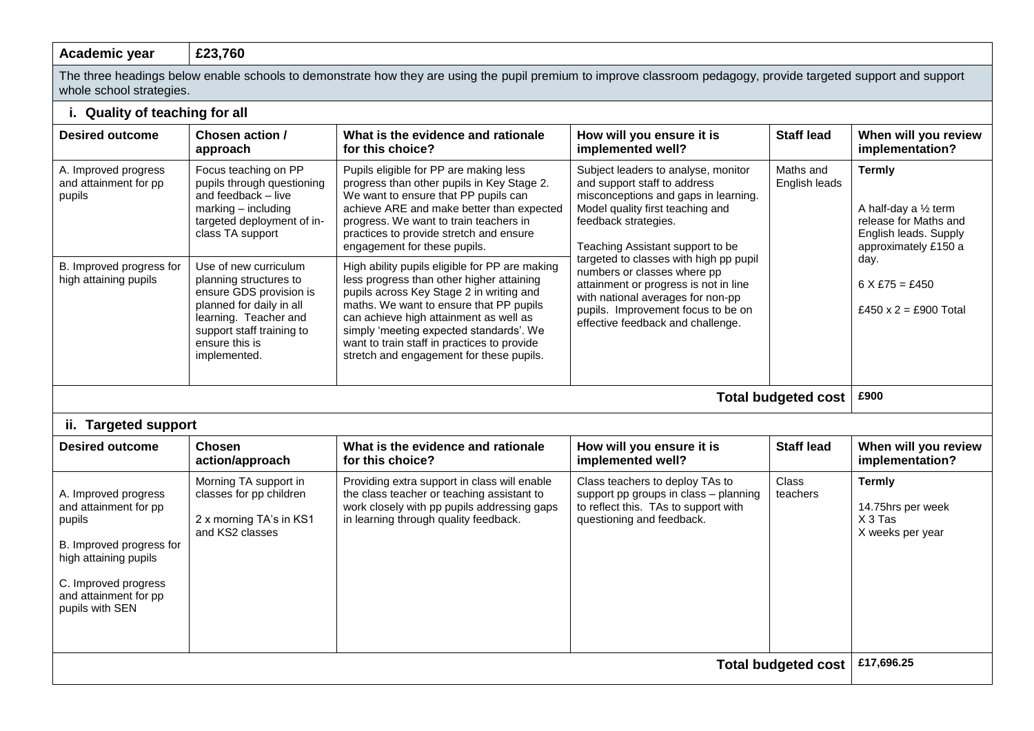| Academic year | £23,760 |
|---|---|

The three headings below enable schools to demonstrate how they are using the pupil premium to improve classroom pedagogy, provide targeted support and support whole school strategies.

### i. Quality of teaching for all

| Desired outcome | Chosen action / approach | What is the evidence and rationale for this choice? | How will you ensure it is implemented well? | Staff lead | When will you review implementation? |
|---|---|---|---|---|---|
| A. Improved progress and attainment for pp pupils | Focus teaching on PP pupils through questioning and feedback – live marking – including targeted deployment of in-class TA support | Pupils eligible for PP are making less progress than other pupils in Key Stage 2. We want to ensure that PP pupils can achieve ARE and make better than expected progress. We want to train teachers in practices to provide stretch and ensure engagement for these pupils. | Subject leaders to analyse, monitor and support staff to address misconceptions and gaps in learning. Model quality first teaching and feedback strategies.<br><br>Teaching Assistant support to be targeted to classes with high pp pupil numbers or classes where pp attainment or progress is not in line with national averages for non-pp pupils. Improvement focus to be on effective feedback and challenge. | Maths and English leads | **Termly**<br><br>A half-day a ½ term release for Maths and English leads. Supply approximately £150 a day.<br><br>6 X £75 = £450<br><br>£450 x 2 = £900 Total |
| B. Improved progress for high attaining pupils | Use of new curriculum planning structures to ensure GDS provision is planned for daily in all learning. Teacher and support staff training to ensure this is implemented. | High ability pupils eligible for PP are making less progress than other higher attaining pupils across Key Stage 2 in writing and maths. We want to ensure that PP pupils can achieve high attainment as well as simply 'meeting expected standards'. We want to train staff in practices to provide stretch and engagement for these pupils. | | | |
| | | | | **Total budgeted cost** | £900 |

### ii. Targeted support

| Desired outcome | Chosen action/approach | What is the evidence and rationale for this choice? | How will you ensure it is implemented well? | Staff lead | When will you review implementation? |
|---|---|---|---|---|---|
| A. Improved progress and attainment for pp pupils<br><br>B. Improved progress for high attaining pupils<br><br>C. Improved progress and attainment for pp pupils with SEN | Morning TA support in classes for pp children<br><br>2 x morning TA's in KS1 and KS2 classes | Providing extra support in class will enable the class teacher or teaching assistant to work closely with pp pupils addressing gaps in learning through quality feedback. | Class teachers to deploy TAs to support pp groups in class – planning to reflect this. TAs to support with questioning and feedback. | Class teachers | **Termly**<br><br>14.75hrs per week<br>X 3 Tas<br>X weeks per year |
| | | | | **Total budgeted cost** | £17,696.25 |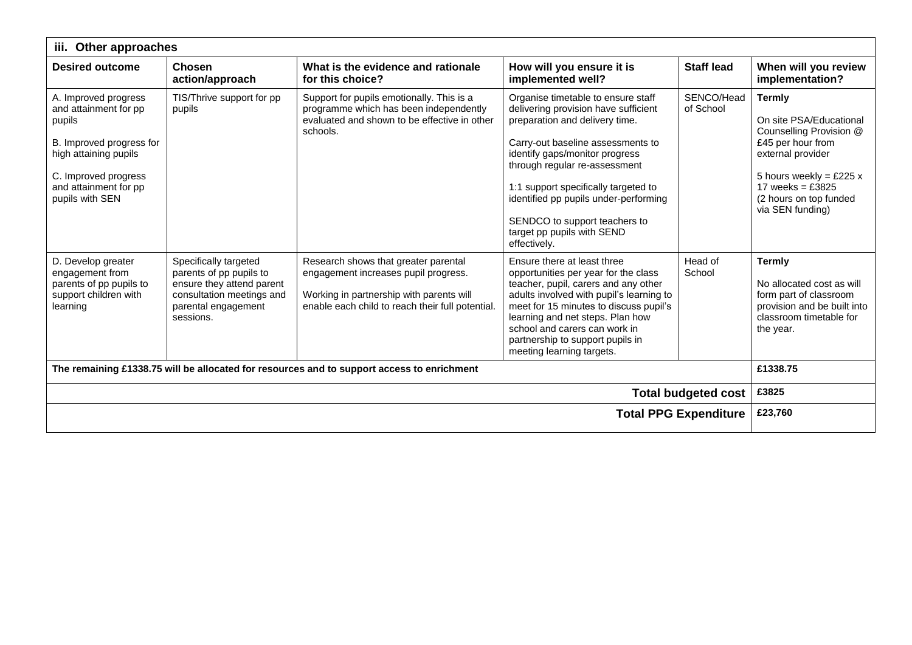| iii. Other approaches | | | | | |
|---|---|---|---|---|---|
| **Desired outcome** | **Chosen action/approach** | **What is the evidence and rationale for this choice?** | **How will you ensure it is implemented well?** | **Staff lead** | **When will you review implementation?** |
| A. Improved progress and attainment for pp pupils<br><br>B. Improved progress for high attaining pupils<br><br>C. Improved progress and attainment for pp pupils with SEN | TIS/Thrive support for pp pupils | Support for pupils emotionally. This is a programme which has been independently evaluated and shown to be effective in other schools. | Organise timetable to ensure staff delivering provision have sufficient preparation and delivery time.<br><br>Carry-out baseline assessments to identify gaps/monitor progress through regular re-assessment<br><br>1:1 support specifically targeted to identified pp pupils under-performing<br><br>SENDCO to support teachers to target pp pupils with SEND effectively. | SENCO/Head of School | **Termly**<br><br>On site PSA/Educational Counselling Provision @ £45 per hour from external provider<br><br>5 hours weekly = £225 x 17 weeks = £3825 (2 hours on top funded via SEN funding) |
| D. Develop greater engagement from parents of pp pupils to support children with learning | Specifically targeted parents of pp pupils to ensure they attend parent consultation meetings and parental engagement sessions. | Research shows that greater parental engagement increases pupil progress.<br><br>Working in partnership with parents will enable each child to reach their full potential. | Ensure there at least three opportunities per year for the class teacher, pupil, carers and any other adults involved with pupil's learning to meet for 15 minutes to discuss pupil's learning and net steps. Plan how school and carers can work in partnership to support pupils in meeting learning targets. | Head of School | **Termly**<br><br>No allocated cost as will form part of classroom provision and be built into classroom timetable for the year. |
| **The remaining £1338.75 will be allocated for resources and to support access to enrichment** | | | | | **£1338.75** |
| | | | | **Total budgeted cost** | **£3825** |
| | | | | **Total PPG Expenditure** | **£23,760** |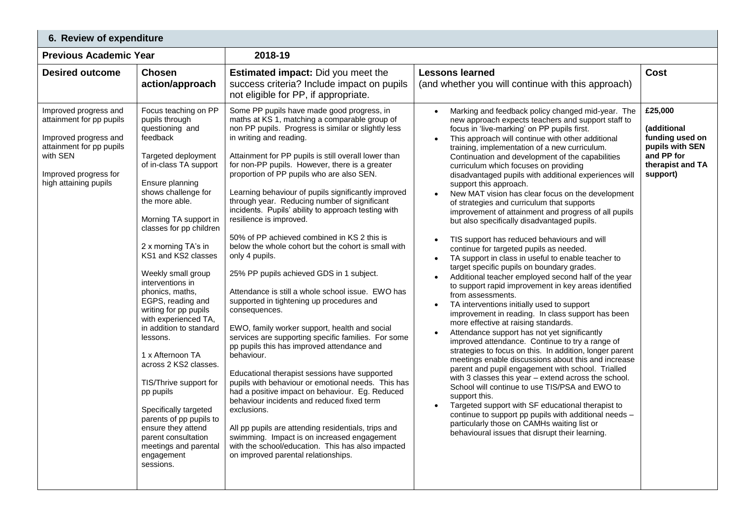## 6. Review of expenditure

| **Previous Academic Year** | | **2018-19** | | |
|---|---|---|---|---|
| **Desired outcome** | **Chosen action/approach** | **Estimated impact:** Did you meet the success criteria? Include impact on pupils not eligible for PP, if appropriate. | **Lessons learned** (and whether you will continue with this approach) | **Cost** |
| Improved progress and attainment for pp pupils<br><br>Improved progress and attainment for pp pupils with SEN<br><br>Improved progress for high attaining pupils | Focus teaching on PP pupils through questioning and feedback<br><br>Targeted deployment of in-class TA support<br><br>Ensure planning shows challenge for the more able.<br><br>Morning TA support in classes for pp children<br><br>2 x morning TA's in KS1 and KS2 classes<br><br>Weekly small group interventions in phonics, maths, EGPS, reading and writing for pp pupils with experienced TA, in addition to standard lessons.<br><br>1 x Afternoon TA across 2 KS2 classes.<br><br>TIS/Thrive support for pp pupils<br><br>Specifically targeted parents of pp pupils to ensure they attend parent consultation meetings and parental engagement sessions. | Some PP pupils have made good progress, in maths at KS 1, matching a comparable group of non PP pupils. Progress is similar or slightly less in writing and reading.<br><br>Attainment for PP pupils is still overall lower than for non-PP pupils. However, there is a greater proportion of PP pupils who are also SEN.<br><br>Learning behaviour of pupils significantly improved through year. Reducing number of significant incidents. Pupils' ability to approach testing with resilience is improved.<br><br>50% of PP achieved combined in KS 2 this is below the whole cohort but the cohort is small with only 4 pupils.<br><br>25% PP pupils achieved GDS in 1 subject.<br><br>Attendance is still a whole school issue. EWO has supported in tightening up procedures and consequences.<br><br>EWO, family worker support, health and social services are supporting specific families. For some pp pupils this has improved attendance and behaviour.<br><br>Educational therapist sessions have supported pupils with behaviour or emotional needs. This has had a positive impact on behaviour. Eg. Reduced behaviour incidents and reduced fixed term exclusions.<br><br>All pp pupils are attending residentials, trips and swimming. Impact is on increased engagement with the school/education. This has also impacted on improved parental relationships. | • Marking and feedback policy changed mid-year. The new approach expects teachers and support staff to focus in 'live-marking' on PP pupils first.<br>• This approach will continue with other additional training, implementation of a new curriculum. Continuation and development of the capabilities curriculum which focuses on providing disadvantaged pupils with additional experiences will support this approach.<br>• New MAT vision has clear focus on the development of strategies and curriculum that supports improvement of attainment and progress of all pupils but also specifically disadvantaged pupils.<br>• TIS support has reduced behaviours and will continue for targeted pupils as needed.<br>• TA support in class in useful to enable teacher to target specific pupils on boundary grades.<br>• Additional teacher employed second half of the year to support rapid improvement in key areas identified from assessments.<br>• TA interventions initially used to support improvement in reading. In class support has been more effective at raising standards.<br>• Attendance support has not yet significantly improved attendance. Continue to try a range of strategies to focus on this. In addition, longer parent meetings enable discussions about this and increase parent and pupil engagement with school. Trialled with 3 classes this year – extend across the school. School will continue to use TIS/PSA and EWO to support this.<br>• Targeted support with SF educational therapist to continue to support pp pupils with additional needs – particularly those on CAMHs waiting list or behavioural issues that disrupt their learning. | **£25,000**<br><br>**(additional funding used on pupils with SEN and PP for therapist and TA support)** |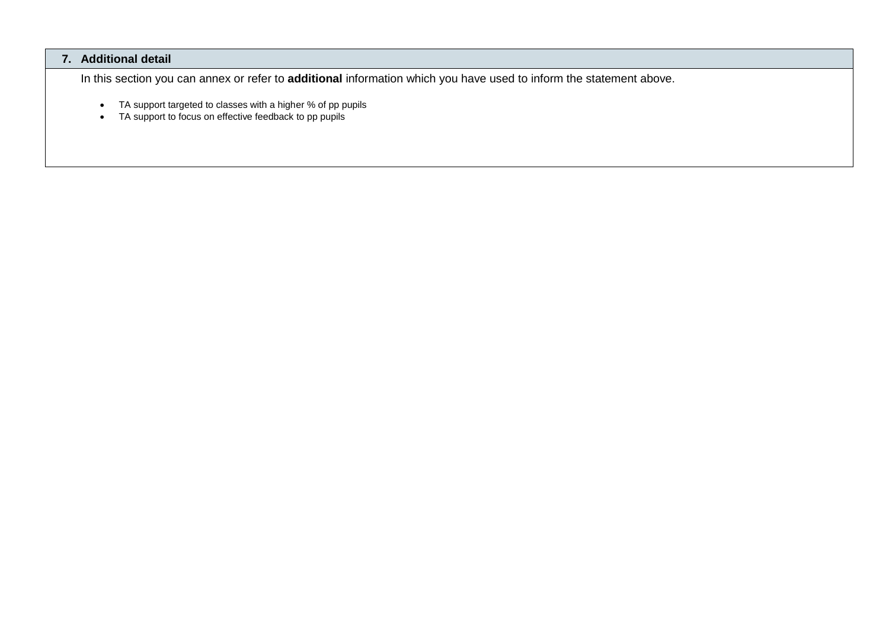## 7. Additional detail

In this section you can annex or refer to **additional** information which you have used to inform the statement above.

- TA support targeted to classes with a higher % of pp pupils
- TA support to focus on effective feedback to pp pupils